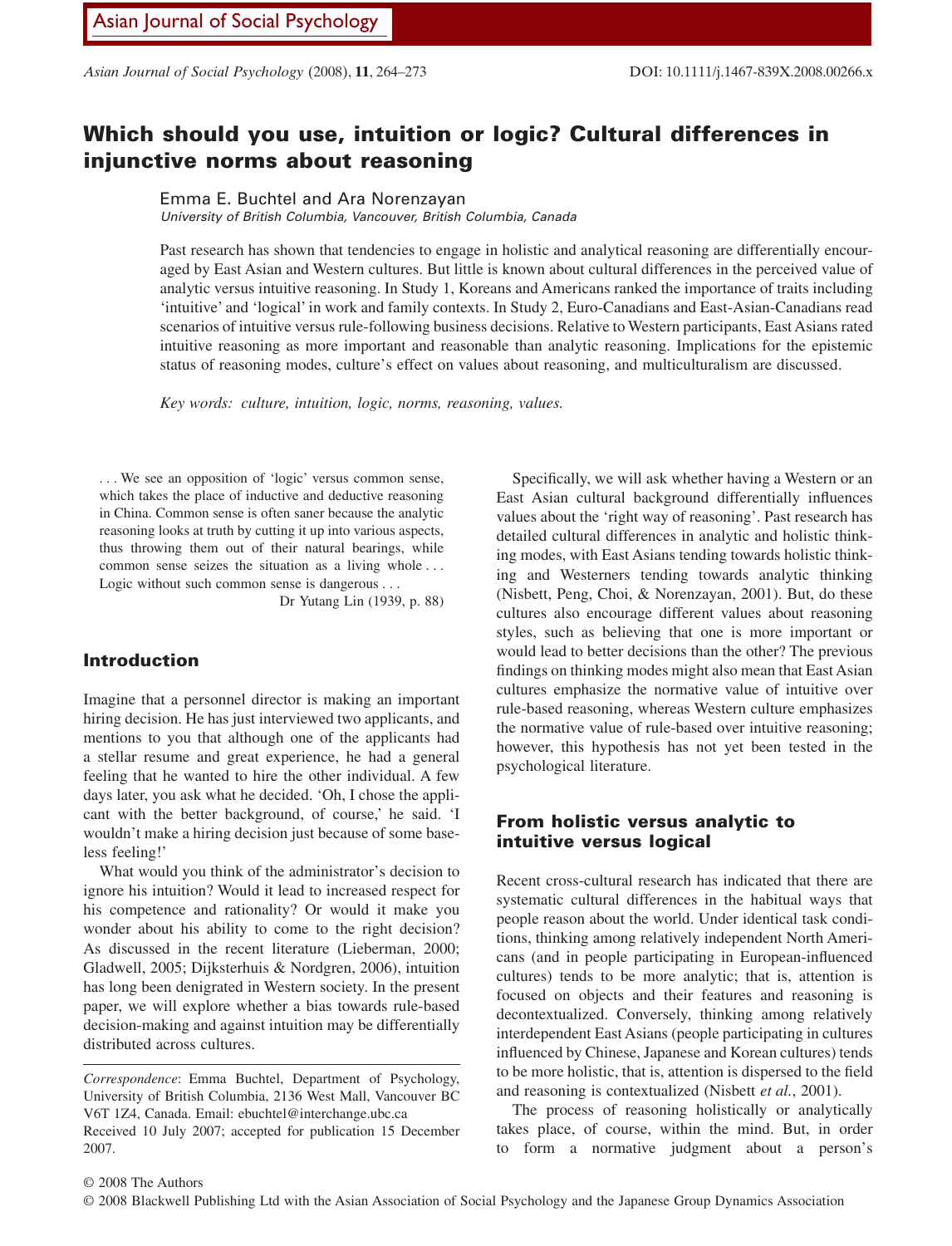# Which should you use, intuition or logic? Cultural differences in injunctive norms about reasoning

Emma E. Buchtel and Ara Norenzayan

*University of British Columbia, Vancouver, British Columbia, Canada*

Past research has shown that tendencies to engage in holistic and analytical reasoning are differentially encouraged by East Asian and Western cultures. But little is known about cultural differences in the perceived value of analytic versus intuitive reasoning. In Study 1, Koreans and Americans ranked the importance of traits including 'intuitive' and 'logical' in work and family contexts. In Study 2, Euro-Canadians and East-Asian-Canadians read scenarios of intuitive versus rule-following business decisions. Relative to Western participants, East Asians rated intuitive reasoning as more important and reasonable than analytic reasoning. Implications for the epistemic status of reasoning modes, culture's effect on values about reasoning, and multiculturalism are discussed.

*Key words: culture, intuition, logic, norms, reasoning, values.*

> . . . We see an opposition of 'logic' versus common sense, which takes the place of inductive and deductive reasoning in China. Common sense is often saner because the analytic reasoning looks at truth by cutting it up into various aspects, thus throwing them out of their natural bearings, while common sense seizes the situation as a living whole . . . Logic without such common sense is dangerous . . .
>
> Dr Yutang Lin (1939, p. 88)

## Introduction

Imagine that a personnel director is making an important hiring decision. He has just interviewed two applicants, and mentions to you that although one of the applicants had a stellar resume and great experience, he had a general feeling that he wanted to hire the other individual. A few days later, you ask what he decided. 'Oh, I chose the applicant with the better background, of course,' he said. 'I wouldn't make a hiring decision just because of some baseless feeling!'

What would you think of the administrator's decision to ignore his intuition? Would it lead to increased respect for his competence and rationality? Or would it make you wonder about his ability to come to the right decision? As discussed in the recent literature (Lieberman, 2000; Gladwell, 2005; Dijksterhuis & Nordgren, 2006), intuition has long been denigrated in Western society. In the present paper, we will explore whether a bias towards rule-based decision-making and against intuition may be differentially distributed across cultures.

Specifically, we will ask whether having a Western or an East Asian cultural background differentially influences values about the 'right way of reasoning'. Past research has detailed cultural differences in analytic and holistic thinking modes, with East Asians tending towards holistic thinking and Westerners tending towards analytic thinking (Nisbett, Peng, Choi, & Norenzayan, 2001). But, do these cultures also encourage different values about reasoning styles, such as believing that one is more important or would lead to better decisions than the other? The previous findings on thinking modes might also mean that East Asian cultures emphasize the normative value of intuitive over rule-based reasoning, whereas Western culture emphasizes the normative value of rule-based over intuitive reasoning; however, this hypothesis has not yet been tested in the psychological literature.

## From holistic versus analytic to intuitive versus logical

Recent cross-cultural research has indicated that there are systematic cultural differences in the habitual ways that people reason about the world. Under identical task conditions, thinking among relatively independent North Americans (and in people participating in European-influenced cultures) tends to be more analytic; that is, attention is focused on objects and their features and reasoning is decontextualized. Conversely, thinking among relatively interdependent East Asians (people participating in cultures influenced by Chinese, Japanese and Korean cultures) tends to be more holistic, that is, attention is dispersed to the field and reasoning is contextualized (Nisbett *et al.*, 2001).

The process of reasoning holistically or analytically takes place, of course, within the mind. But, in order to form a normative judgment about a person's

*Correspondence*: Emma Buchtel, Department of Psychology, University of British Columbia, 2136 West Mall, Vancouver BC V6T 1Z4, Canada. Email: ebuchtel@interchange.ubc.ca

Received 10 July 2007; accepted for publication 15 December 2007.

© 2008 The Authors

© 2008 Blackwell Publishing Ltd with the Asian Association of Social Psychology and the Japanese Group Dynamics Association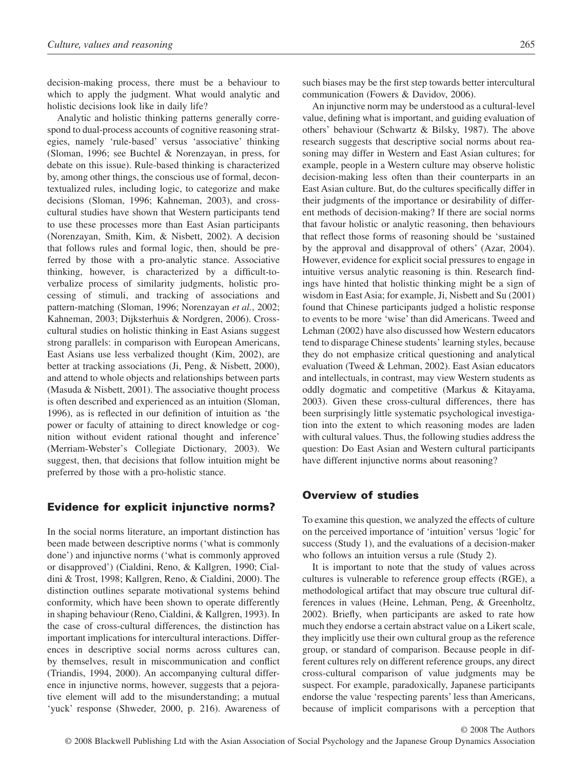decision-making process, there must be a behaviour to which to apply the judgment. What would analytic and holistic decisions look like in daily life?

Analytic and holistic thinking patterns generally correspond to dual-process accounts of cognitive reasoning strategies, namely 'rule-based' versus 'associative' thinking (Sloman, 1996; see Buchtel & Norenzayan, in press, for debate on this issue). Rule-based thinking is characterized by, among other things, the conscious use of formal, decontextualized rules, including logic, to categorize and make decisions (Sloman, 1996; Kahneman, 2003), and cross-cultural studies have shown that Western participants tend to use these processes more than East Asian participants (Norenzayan, Smith, Kim, & Nisbett, 2002). A decision that follows rules and formal logic, then, should be preferred by those with a pro-analytic stance. Associative thinking, however, is characterized by a difficult-to-verbalize process of similarity judgments, holistic processing of stimuli, and tracking of associations and pattern-matching (Sloman, 1996; Norenzayan *et al.*, 2002; Kahneman, 2003; Dijksterhuis & Nordgren, 2006). Cross-cultural studies on holistic thinking in East Asians suggest strong parallels: in comparison with European Americans, East Asians use less verbalized thought (Kim, 2002), are better at tracking associations (Ji, Peng, & Nisbett, 2000), and attend to whole objects and relationships between parts (Masuda & Nisbett, 2001). The associative thought process is often described and experienced as an intuition (Sloman, 1996), as is reflected in our definition of intuition as 'the power or faculty of attaining to direct knowledge or cognition without evident rational thought and inference' (Merriam-Webster's Collegiate Dictionary, 2003). We suggest, then, that decisions that follow intuition might be preferred by those with a pro-holistic stance.

## Evidence for explicit injunctive norms?

In the social norms literature, an important distinction has been made between descriptive norms ('what is commonly done') and injunctive norms ('what is commonly approved or disapproved') (Cialdini, Reno, & Kallgren, 1990; Cialdini & Trost, 1998; Kallgren, Reno, & Cialdini, 2000). The distinction outlines separate motivational systems behind conformity, which have been shown to operate differently in shaping behaviour (Reno, Cialdini, & Kallgren, 1993). In the case of cross-cultural differences, the distinction has important implications for intercultural interactions. Differences in descriptive social norms across cultures can, by themselves, result in miscommunication and conflict (Triandis, 1994, 2000). An accompanying cultural difference in injunctive norms, however, suggests that a pejorative element will add to the misunderstanding; a mutual 'yuck' response (Shweder, 2000, p. 216). Awareness of such biases may be the first step towards better intercultural communication (Fowers & Davidov, 2006).

An injunctive norm may be understood as a cultural-level value, defining what is important, and guiding evaluation of others' behaviour (Schwartz & Bilsky, 1987). The above research suggests that descriptive social norms about reasoning may differ in Western and East Asian cultures; for example, people in a Western culture may observe holistic decision-making less often than their counterparts in an East Asian culture. But, do the cultures specifically differ in their judgments of the importance or desirability of different methods of decision-making? If there are social norms that favour holistic or analytic reasoning, then behaviours that reflect those forms of reasoning should be 'sustained by the approval and disapproval of others' (Azar, 2004). However, evidence for explicit social pressures to engage in intuitive versus analytic reasoning is thin. Research findings have hinted that holistic thinking might be a sign of wisdom in East Asia; for example, Ji, Nisbett and Su (2001) found that Chinese participants judged a holistic response to events to be more 'wise' than did Americans. Tweed and Lehman (2002) have also discussed how Western educators tend to disparage Chinese students' learning styles, because they do not emphasize critical questioning and analytical evaluation (Tweed & Lehman, 2002). East Asian educators and intellectuals, in contrast, may view Western students as oddly dogmatic and competitive (Markus & Kitayama, 2003). Given these cross-cultural differences, there has been surprisingly little systematic psychological investigation into the extent to which reasoning modes are laden with cultural values. Thus, the following studies address the question: Do East Asian and Western cultural participants have different injunctive norms about reasoning?

## Overview of studies

To examine this question, we analyzed the effects of culture on the perceived importance of 'intuition' versus 'logic' for success (Study 1), and the evaluations of a decision-maker who follows an intuition versus a rule (Study 2).

It is important to note that the study of values across cultures is vulnerable to reference group effects (RGE), a methodological artifact that may obscure true cultural differences in values (Heine, Lehman, Peng, & Greenholtz, 2002). Briefly, when participants are asked to rate how much they endorse a certain abstract value on a Likert scale, they implicitly use their own cultural group as the reference group, or standard of comparison. Because people in different cultures rely on different reference groups, any direct cross-cultural comparison of value judgments may be suspect. For example, paradoxically, Japanese participants endorse the value 'respecting parents' less than Americans, because of implicit comparisons with a perception that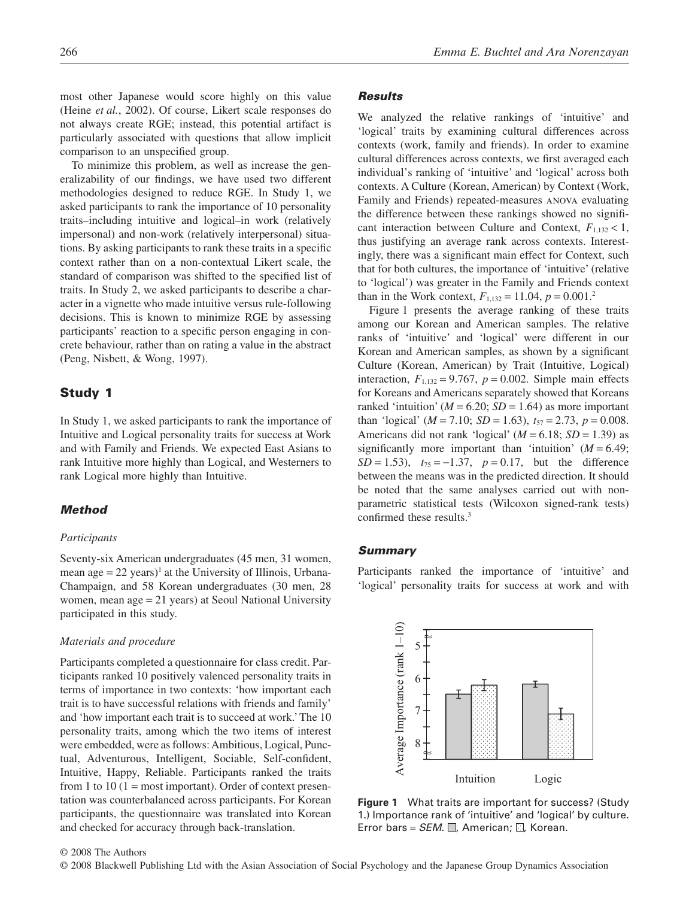most other Japanese would score highly on this value (Heine *et al.*, 2002). Of course, Likert scale responses do not always create RGE; instead, this potential artifact is particularly associated with questions that allow implicit comparison to an unspecified group.

To minimize this problem, as well as increase the generalizability of our findings, we have used two different methodologies designed to reduce RGE. In Study 1, we asked participants to rank the importance of 10 personality traits–including intuitive and logical–in work (relatively impersonal) and non-work (relatively interpersonal) situations. By asking participants to rank these traits in a specific context rather than on a non-contextual Likert scale, the standard of comparison was shifted to the specified list of traits. In Study 2, we asked participants to describe a character in a vignette who made intuitive versus rule-following decisions. This is known to minimize RGE by assessing participants' reaction to a specific person engaging in concrete behaviour, rather than on rating a value in the abstract (Peng, Nisbett, & Wong, 1997).

## Study 1

In Study 1, we asked participants to rank the importance of Intuitive and Logical personality traits for success at Work and with Family and Friends. We expected East Asians to rank Intuitive more highly than Logical, and Westerners to rank Logical more highly than Intuitive.

### Method

#### *Participants*

Seventy-six American undergraduates (45 men, 31 women, mean age = 22 years)[1] at the University of Illinois, Urbana-Champaign, and 58 Korean undergraduates (30 men, 28 women, mean age = 21 years) at Seoul National University participated in this study.

#### *Materials and procedure*

Participants completed a questionnaire for class credit. Participants ranked 10 positively valenced personality traits in terms of importance in two contexts: 'how important each trait is to have successful relations with friends and family' and 'how important each trait is to succeed at work.' The 10 personality traits, among which the two items of interest were embedded, were as follows: Ambitious, Logical, Punctual, Adventurous, Intelligent, Sociable, Self-confident, Intuitive, Happy, Reliable. Participants ranked the traits from 1 to 10 (1 = most important). Order of context presentation was counterbalanced across participants. For Korean participants, the questionnaire was translated into Korean and checked for accuracy through back-translation.

### Results

We analyzed the relative rankings of 'intuitive' and 'logical' traits by examining cultural differences across contexts (work, family and friends). In order to examine cultural differences across contexts, we first averaged each individual's ranking of 'intuitive' and 'logical' across both contexts. A Culture (Korean, American) by Context (Work, Family and Friends) repeated-measures ANOVA evaluating the difference between these rankings showed no significant interaction between Culture and Context, $F_{1,132} < 1$, thus justifying an average rank across contexts. Interestingly, there was a significant main effect for Context, such that for both cultures, the importance of 'intuitive' (relative to 'logical') was greater in the Family and Friends context than in the Work context, $F_{1,132} = 11.04$, $p = 0.001$.[2]

Figure 1 presents the average ranking of these traits among our Korean and American samples. The relative ranks of 'intuitive' and 'logical' were different in our Korean and American samples, as shown by a significant Culture (Korean, American) by Trait (Intuitive, Logical) interaction, $F_{1,132} = 9.767$, $p = 0.002$. Simple main effects for Koreans and Americans separately showed that Koreans ranked 'intuition' ($M = 6.20$; $SD = 1.64$) as more important than 'logical' ($M = 7.10$; $SD = 1.63$), $t_{57} = 2.73$, $p = 0.008$. Americans did not rank 'logical' ($M = 6.18$; $SD = 1.39$) as significantly more important than 'intuition' ($M = 6.49$; $SD = 1.53$), $t_{75} = -1.37$, $p = 0.17$, but the difference between the means was in the predicted direction. It should be noted that the same analyses carried out with non-parametric statistical tests (Wilcoxon signed-rank tests) confirmed these results.[3]

### Summary

Participants ranked the importance of 'intuitive' and 'logical' personality traits for success at work and with

**Figure 1** What traits are important for success? (Study 1.) Importance rank of 'intuitive' and 'logical' by culture. Error bars = *SEM*. ◻, American; ◻, Korean.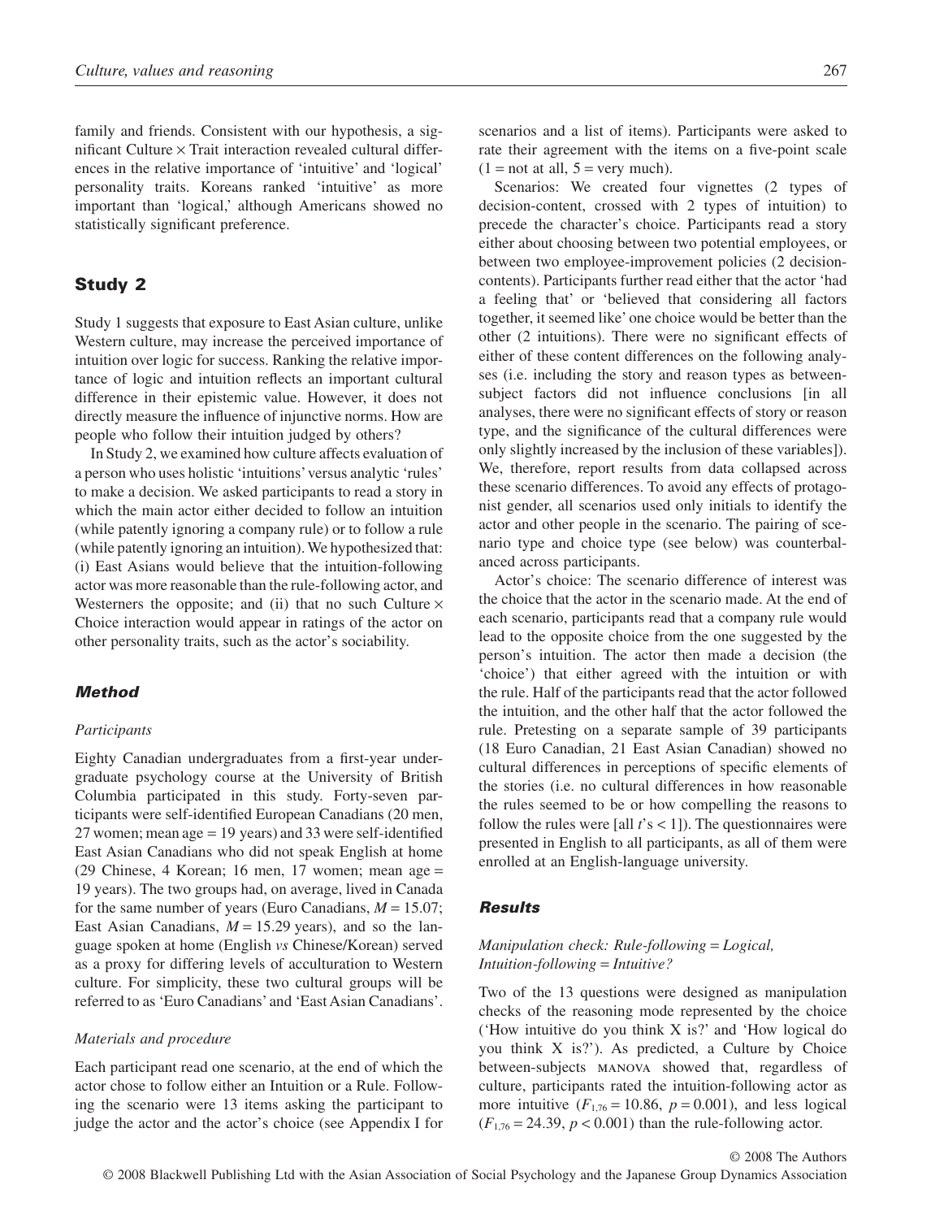family and friends. Consistent with our hypothesis, a significant Culture × Trait interaction revealed cultural differences in the relative importance of 'intuitive' and 'logical' personality traits. Koreans ranked 'intuitive' as more important than 'logical,' although Americans showed no statistically significant preference.

## Study 2

Study 1 suggests that exposure to East Asian culture, unlike Western culture, may increase the perceived importance of intuition over logic for success. Ranking the relative importance of logic and intuition reflects an important cultural difference in their epistemic value. However, it does not directly measure the influence of injunctive norms. How are people who follow their intuition judged by others?

In Study 2, we examined how culture affects evaluation of a person who uses holistic 'intuitions' versus analytic 'rules' to make a decision. We asked participants to read a story in which the main actor either decided to follow an intuition (while patently ignoring a company rule) or to follow a rule (while patently ignoring an intuition). We hypothesized that: (i) East Asians would believe that the intuition-following actor was more reasonable than the rule-following actor, and Westerners the opposite; and (ii) that no such Culture × Choice interaction would appear in ratings of the actor on other personality traits, such as the actor's sociability.

### Method

#### Participants

Eighty Canadian undergraduates from a first-year undergraduate psychology course at the University of British Columbia participated in this study. Forty-seven participants were self-identified European Canadians (20 men, 27 women; mean age = 19 years) and 33 were self-identified East Asian Canadians who did not speak English at home (29 Chinese, 4 Korean; 16 men, 17 women; mean age = 19 years). The two groups had, on average, lived in Canada for the same number of years (Euro Canadians, $M = 15.07$; East Asian Canadians, $M = 15.29$ years), and so the language spoken at home (English *vs* Chinese/Korean) served as a proxy for differing levels of acculturation to Western culture. For simplicity, these two cultural groups will be referred to as 'Euro Canadians' and 'East Asian Canadians'.

#### Materials and procedure

Each participant read one scenario, at the end of which the actor chose to follow either an Intuition or a Rule. Following the scenario were 13 items asking the participant to judge the actor and the actor's choice (see Appendix I for scenarios and a list of items). Participants were asked to rate their agreement with the items on a five-point scale (1 = not at all, 5 = very much).

Scenarios: We created four vignettes (2 types of decision-content, crossed with 2 types of intuition) to precede the character's choice. Participants read a story either about choosing between two potential employees, or between two employee-improvement policies (2 decision-contents). Participants further read either that the actor 'had a feeling that' or 'believed that considering all factors together, it seemed like' one choice would be better than the other (2 intuitions). There were no significant effects of either of these content differences on the following analyses (i.e. including the story and reason types as between-subject factors did not influence conclusions [in all analyses, there were no significant effects of story or reason type, and the significance of the cultural differences were only slightly increased by the inclusion of these variables]). We, therefore, report results from data collapsed across these scenario differences. To avoid any effects of protagonist gender, all scenarios used only initials to identify the actor and other people in the scenario. The pairing of scenario type and choice type (see below) was counterbalanced across participants.

Actor's choice: The scenario difference of interest was the choice that the actor in the scenario made. At the end of each scenario, participants read that a company rule would lead to the opposite choice from the one suggested by the person's intuition. The actor then made a decision (the 'choice') that either agreed with the intuition or with the rule. Half of the participants read that the actor followed the intuition, and the other half that the actor followed the rule. Pretesting on a separate sample of 39 participants (18 Euro Canadian, 21 East Asian Canadian) showed no cultural differences in perceptions of specific elements of the stories (i.e. no cultural differences in how reasonable the rules seemed to be or how compelling the reasons to follow the rules were [all $t$'s $< 1$]). The questionnaires were presented in English to all participants, as all of them were enrolled at an English-language university.

### Results

#### Manipulation check: Rule-following = Logical, Intuition-following = Intuitive?

Two of the 13 questions were designed as manipulation checks of the reasoning mode represented by the choice ('How intuitive do you think X is?' and 'How logical do you think X is?'). As predicted, a Culture by Choice between-subjects MANOVA showed that, regardless of culture, participants rated the intuition-following actor as more intuitive ($F_{1,76} = 10.86$, $p = 0.001$), and less logical ($F_{1,76} = 24.39$, $p < 0.001$) than the rule-following actor.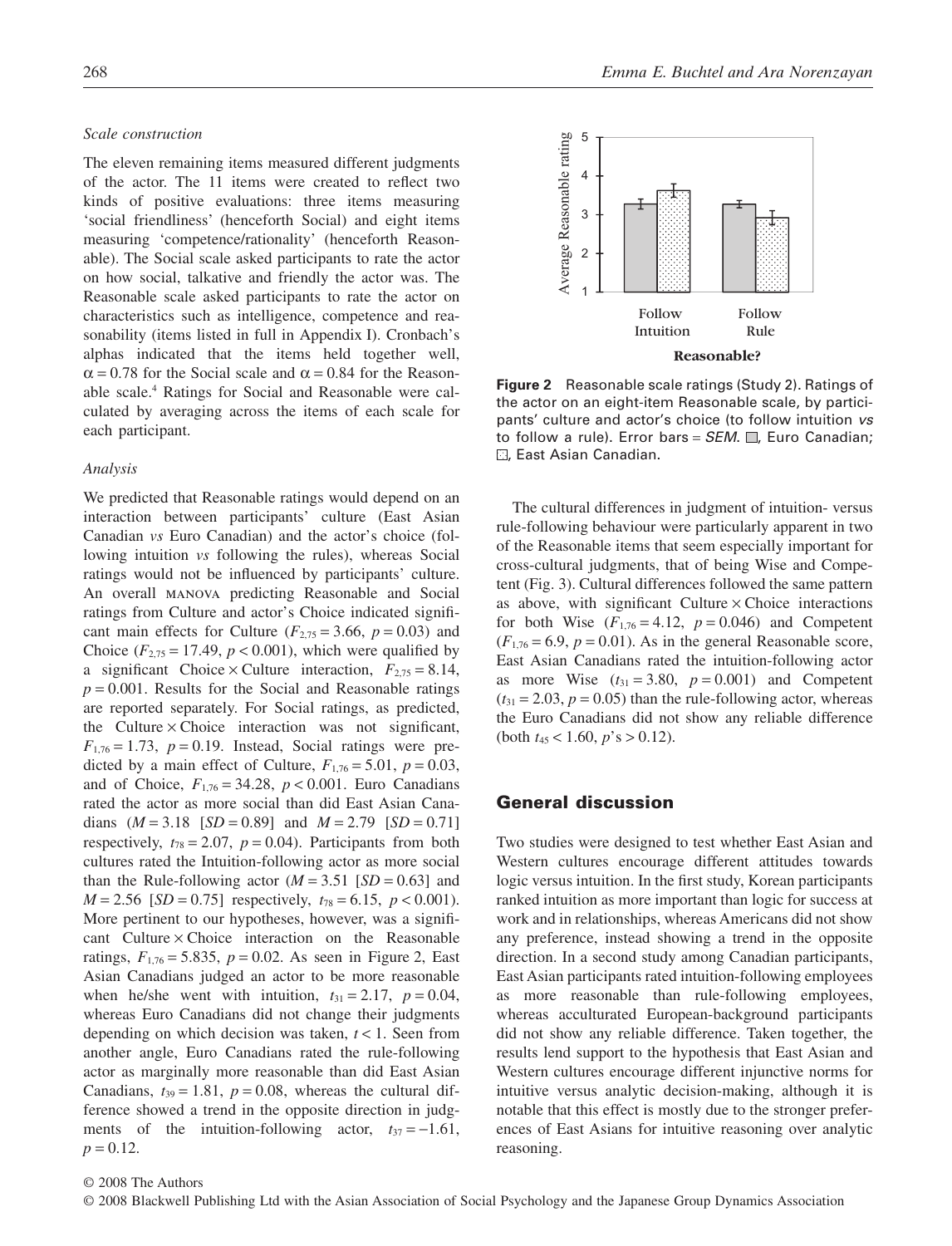*Scale construction*

The eleven remaining items measured different judgments of the actor. The 11 items were created to reflect two kinds of positive evaluations: three items measuring 'social friendliness' (henceforth Social) and eight items measuring 'competence/rationality' (henceforth Reasonable). The Social scale asked participants to rate the actor on how social, talkative and friendly the actor was. The Reasonable scale asked participants to rate the actor on characteristics such as intelligence, competence and reasonability (items listed in full in Appendix I). Cronbach's alphas indicated that the items held together well, $\alpha = 0.78$ for the Social scale and $\alpha = 0.84$ for the Reasonable scale.[4] Ratings for Social and Reasonable were calculated by averaging across the items of each scale for each participant.

*Analysis*

We predicted that Reasonable ratings would depend on an interaction between participants' culture (East Asian Canadian *vs* Euro Canadian) and the actor's choice (following intuition *vs* following the rules), whereas Social ratings would not be influenced by participants' culture. An overall MANOVA predicting Reasonable and Social ratings from Culture and actor's Choice indicated significant main effects for Culture ($F_{2,75} = 3.66$, $p = 0.03$) and Choice ($F_{2,75} = 17.49$, $p < 0.001$), which were qualified by a significant Choice × Culture interaction, $F_{2,75} = 8.14$, $p = 0.001$. Results for the Social and Reasonable ratings are reported separately. For Social ratings, as predicted, the Culture × Choice interaction was not significant, $F_{1,76} = 1.73$, $p = 0.19$. Instead, Social ratings were predicted by a main effect of Culture, $F_{1,76} = 5.01$, $p = 0.03$, and of Choice, $F_{1,76} = 34.28$, $p < 0.001$. Euro Canadians rated the actor as more social than did East Asian Canadians ($M = 3.18$ [$SD = 0.89$] and $M = 2.79$ [$SD = 0.71$] respectively, $t_{78} = 2.07$, $p = 0.04$). Participants from both cultures rated the Intuition-following actor as more social than the Rule-following actor ($M = 3.51$ [$SD = 0.63$] and $M = 2.56$ [$SD = 0.75$] respectively, $t_{78} = 6.15$, $p < 0.001$). More pertinent to our hypotheses, however, was a significant Culture × Choice interaction on the Reasonable ratings, $F_{1,76} = 5.835$, $p = 0.02$. As seen in Figure 2, East Asian Canadians judged an actor to be more reasonable when he/she went with intuition, $t_{31} = 2.17$, $p = 0.04$, whereas Euro Canadians did not change their judgments depending on which decision was taken, $t < 1$. Seen from another angle, Euro Canadians rated the rule-following actor as marginally more reasonable than did East Asian Canadians, $t_{39} = 1.81$, $p = 0.08$, whereas the cultural difference showed a trend in the opposite direction in judgments of the intuition-following actor, $t_{37} = -1.61$, $p = 0.12$.

**Figure 2** Reasonable scale ratings (Study 2). Ratings of the actor on an eight-item Reasonable scale, by participants' culture and actor's choice (to follow intuition *vs* to follow a rule). Error bars = *SEM*. ◻, Euro Canadian; ▨, East Asian Canadian.

The cultural differences in judgment of intuition- versus rule-following behaviour were particularly apparent in two of the Reasonable items that seem especially important for cross-cultural judgments, that of being Wise and Competent (Fig. 3). Cultural differences followed the same pattern as above, with significant Culture × Choice interactions for both Wise ($F_{1,76} = 4.12$, $p = 0.046$) and Competent ($F_{1,76} = 6.9$, $p = 0.01$). As in the general Reasonable score, East Asian Canadians rated the intuition-following actor as more Wise ($t_{31} = 3.80$, $p = 0.001$) and Competent ($t_{31} = 2.03$, $p = 0.05$) than the rule-following actor, whereas the Euro Canadians did not show any reliable difference (both $t_{45} < 1.60$, $p$'s $> 0.12$).

## General discussion

Two studies were designed to test whether East Asian and Western cultures encourage different attitudes towards logic versus intuition. In the first study, Korean participants ranked intuition as more important than logic for success at work and in relationships, whereas Americans did not show any preference, instead showing a trend in the opposite direction. In a second study among Canadian participants, East Asian participants rated intuition-following employees as more reasonable than rule-following employees, whereas acculturated European-background participants did not show any reliable difference. Taken together, the results lend support to the hypothesis that East Asian and Western cultures encourage different injunctive norms for intuitive versus analytic decision-making, although it is notable that this effect is mostly due to the stronger preferences of East Asians for intuitive reasoning over analytic reasoning.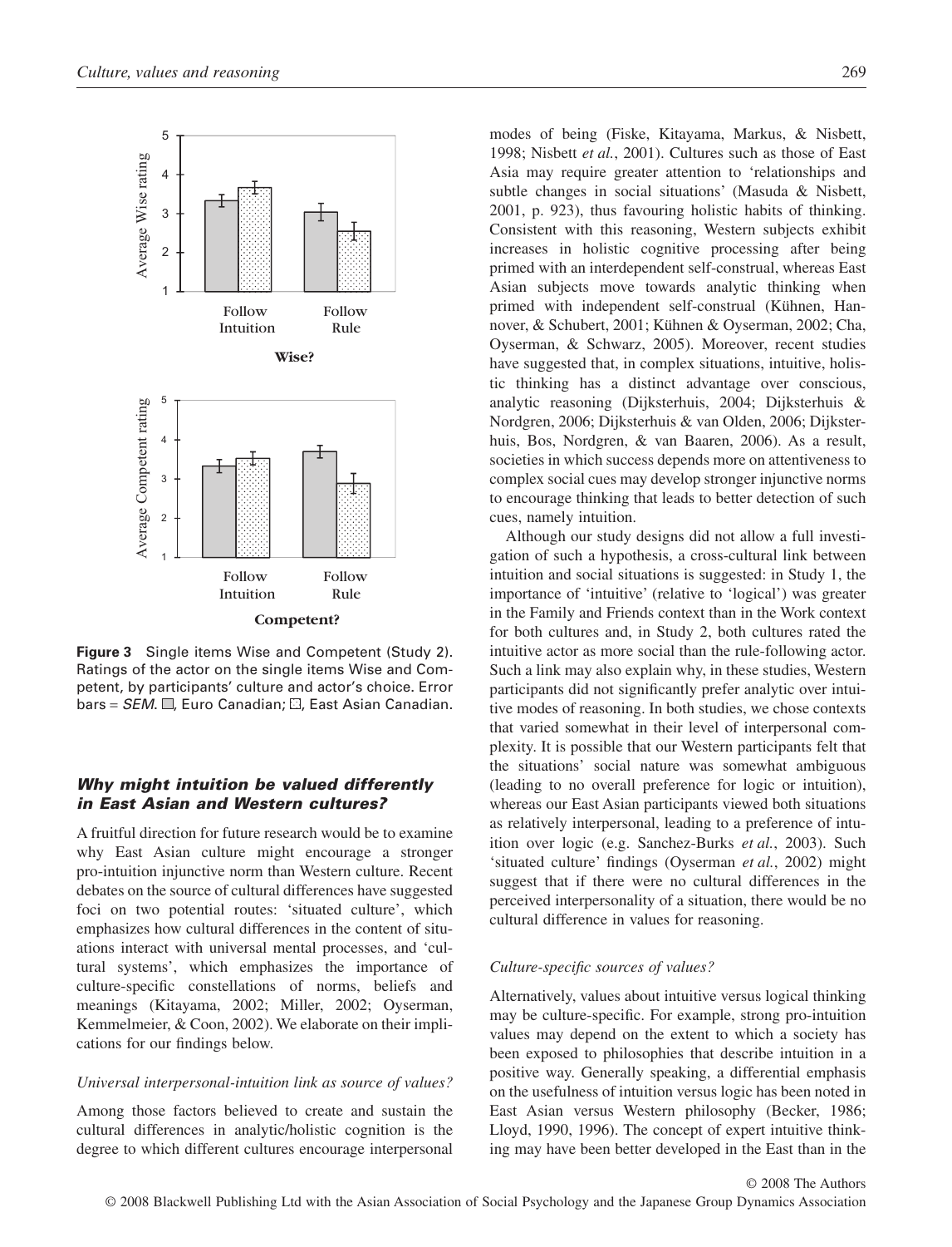**Figure 3** Single items Wise and Competent (Study 2). Ratings of the actor on the single items Wise and Competent, by participants' culture and actor's choice. Error bars = *SEM*. ▢, Euro Canadian; ▢, East Asian Canadian.

### *Why might intuition be valued differently in East Asian and Western cultures?*

A fruitful direction for future research would be to examine why East Asian culture might encourage a stronger pro-intuition injunctive norm than Western culture. Recent debates on the source of cultural differences have suggested foci on two potential routes: 'situated culture', which emphasizes how cultural differences in the content of situations interact with universal mental processes, and 'cultural systems', which emphasizes the importance of culture-specific constellations of norms, beliefs and meanings (Kitayama, 2002; Miller, 2002; Oyserman, Kemmelmeier, & Coon, 2002). We elaborate on their implications for our findings below.

#### *Universal interpersonal-intuition link as source of values?*

Among those factors believed to create and sustain the cultural differences in analytic/holistic cognition is the degree to which different cultures encourage interpersonal modes of being (Fiske, Kitayama, Markus, & Nisbett, 1998; Nisbett *et al.*, 2001). Cultures such as those of East Asia may require greater attention to 'relationships and subtle changes in social situations' (Masuda & Nisbett, 2001, p. 923), thus favouring holistic habits of thinking. Consistent with this reasoning, Western subjects exhibit increases in holistic cognitive processing after being primed with an interdependent self-construal, whereas East Asian subjects move towards analytic thinking when primed with independent self-construal (Kühnen, Hannover, & Schubert, 2001; Kühnen & Oyserman, 2002; Cha, Oyserman, & Schwarz, 2005). Moreover, recent studies have suggested that, in complex situations, intuitive, holistic thinking has a distinct advantage over conscious, analytic reasoning (Dijksterhuis, 2004; Dijksterhuis & Nordgren, 2006; Dijksterhuis & van Olden, 2006; Dijksterhuis, Bos, Nordgren, & van Baaren, 2006). As a result, societies in which success depends more on attentiveness to complex social cues may develop stronger injunctive norms to encourage thinking that leads to better detection of such cues, namely intuition.

Although our study designs did not allow a full investigation of such a hypothesis, a cross-cultural link between intuition and social situations is suggested: in Study 1, the importance of 'intuitive' (relative to 'logical') was greater in the Family and Friends context than in the Work context for both cultures and, in Study 2, both cultures rated the intuitive actor as more social than the rule-following actor. Such a link may also explain why, in these studies, Western participants did not significantly prefer analytic over intuitive modes of reasoning. In both studies, we chose contexts that varied somewhat in their level of interpersonal complexity. It is possible that our Western participants felt that the situations' social nature was somewhat ambiguous (leading to no overall preference for logic or intuition), whereas our East Asian participants viewed both situations as relatively interpersonal, leading to a preference of intuition over logic (e.g. Sanchez-Burks *et al.*, 2003). Such 'situated culture' findings (Oyserman *et al.*, 2002) might suggest that if there were no cultural differences in the perceived interpersonality of a situation, there would be no cultural difference in values for reasoning.

#### *Culture-specific sources of values?*

Alternatively, values about intuitive versus logical thinking may be culture-specific. For example, strong pro-intuition values may depend on the extent to which a society has been exposed to philosophies that describe intuition in a positive way. Generally speaking, a differential emphasis on the usefulness of intuition versus logic has been noted in East Asian versus Western philosophy (Becker, 1986; Lloyd, 1990, 1996). The concept of expert intuitive thinking may have been better developed in the East than in the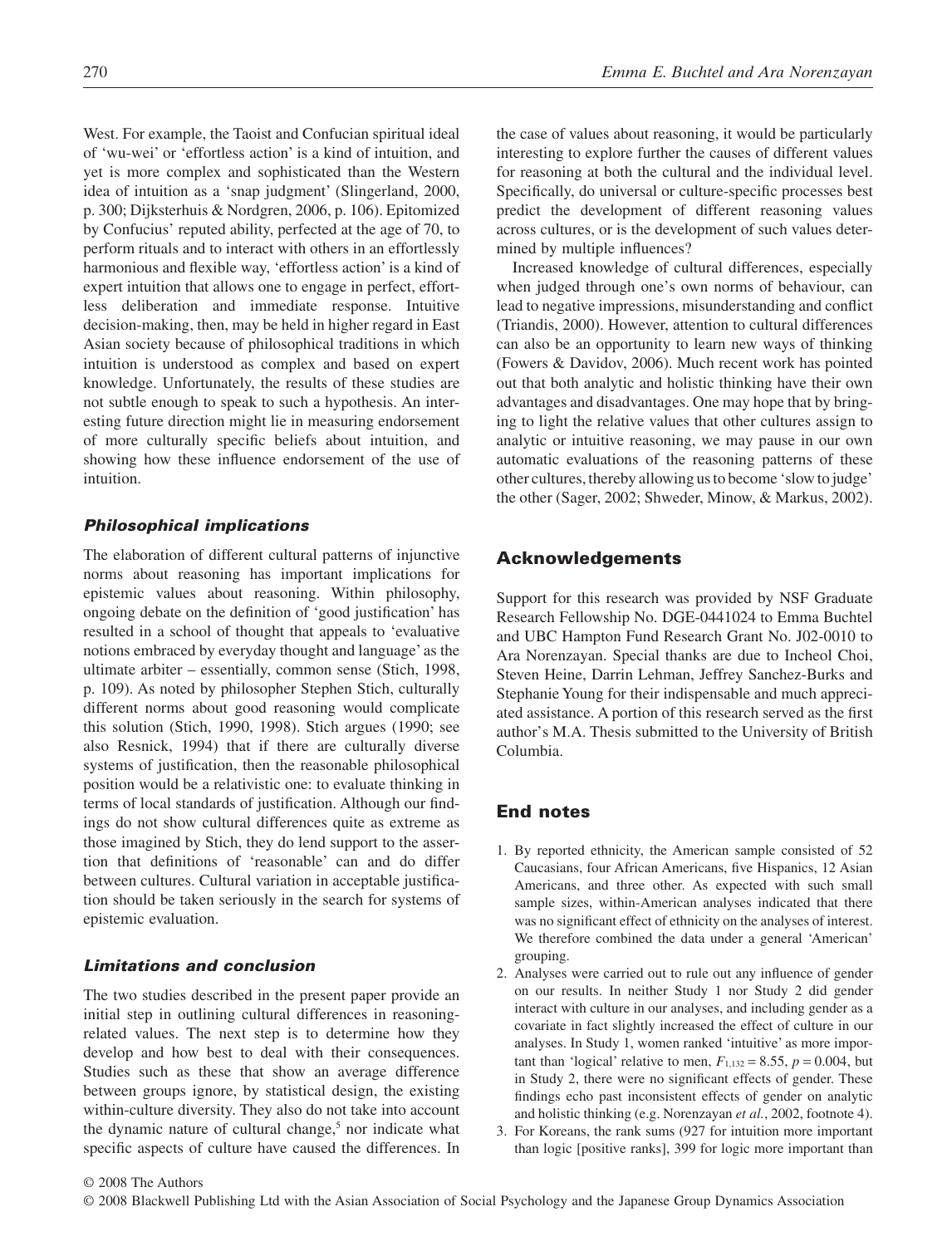West. For example, the Taoist and Confucian spiritual ideal of 'wu-wei' or 'effortless action' is a kind of intuition, and yet is more complex and sophisticated than the Western idea of intuition as a 'snap judgment' (Slingerland, 2000, p. 300; Dijksterhuis & Nordgren, 2006, p. 106). Epitomized by Confucius' reputed ability, perfected at the age of 70, to perform rituals and to interact with others in an effortlessly harmonious and flexible way, 'effortless action' is a kind of expert intuition that allows one to engage in perfect, effortless deliberation and immediate response. Intuitive decision-making, then, may be held in higher regard in East Asian society because of philosophical traditions in which intuition is understood as complex and based on expert knowledge. Unfortunately, the results of these studies are not subtle enough to speak to such a hypothesis. An interesting future direction might lie in measuring endorsement of more culturally specific beliefs about intuition, and showing how these influence endorsement of the use of intuition.

### *Philosophical implications*

The elaboration of different cultural patterns of injunctive norms about reasoning has important implications for epistemic values about reasoning. Within philosophy, ongoing debate on the definition of 'good justification' has resulted in a school of thought that appeals to 'evaluative notions embraced by everyday thought and language' as the ultimate arbiter – essentially, common sense (Stich, 1998, p. 109). As noted by philosopher Stephen Stich, culturally different norms about good reasoning would complicate this solution (Stich, 1990, 1998). Stich argues (1990; see also Resnick, 1994) that if there are culturally diverse systems of justification, then the reasonable philosophical position would be a relativistic one: to evaluate thinking in terms of local standards of justification. Although our findings do not show cultural differences quite as extreme as those imagined by Stich, they do lend support to the assertion that definitions of 'reasonable' can and do differ between cultures. Cultural variation in acceptable justification should be taken seriously in the search for systems of epistemic evaluation.

### *Limitations and conclusion*

The two studies described in the present paper provide an initial step in outlining cultural differences in reasoning-related values. The next step is to determine how they develop and how best to deal with their consequences. Studies such as these that show an average difference between groups ignore, by statistical design, the existing within-culture diversity. They also do not take into account the dynamic nature of cultural change,[5] nor indicate what specific aspects of culture have caused the differences. In the case of values about reasoning, it would be particularly interesting to explore further the causes of different values for reasoning at both the cultural and the individual level. Specifically, do universal or culture-specific processes best predict the development of different reasoning values across cultures, or is the development of such values determined by multiple influences?

Increased knowledge of cultural differences, especially when judged through one's own norms of behaviour, can lead to negative impressions, misunderstanding and conflict (Triandis, 2000). However, attention to cultural differences can also be an opportunity to learn new ways of thinking (Fowers & Davidov, 2006). Much recent work has pointed out that both analytic and holistic thinking have their own advantages and disadvantages. One may hope that by bringing to light the relative values that other cultures assign to analytic or intuitive reasoning, we may pause in our own automatic evaluations of the reasoning patterns of these other cultures, thereby allowing us to become 'slow to judge' the other (Sager, 2002; Shweder, Minow, & Markus, 2002).

## Acknowledgements

Support for this research was provided by NSF Graduate Research Fellowship No. DGE-0441024 to Emma Buchtel and UBC Hampton Fund Research Grant No. J02-0010 to Ara Norenzayan. Special thanks are due to Incheol Choi, Steven Heine, Darrin Lehman, Jeffrey Sanchez-Burks and Stephanie Young for their indispensable and much appreciated assistance. A portion of this research served as the first author's M.A. Thesis submitted to the University of British Columbia.

## End notes

1. By reported ethnicity, the American sample consisted of 52 Caucasians, four African Americans, five Hispanics, 12 Asian Americans, and three other. As expected with such small sample sizes, within-American analyses indicated that there was no significant effect of ethnicity on the analyses of interest. We therefore combined the data under a general 'American' grouping.
2. Analyses were carried out to rule out any influence of gender on our results. In neither Study 1 nor Study 2 did gender interact with culture in our analyses, and including gender as a covariate in fact slightly increased the effect of culture in our analyses. In Study 1, women ranked 'intuitive' as more important than 'logical' relative to men, $F_{1,132} = 8.55$, $p = 0.004$, but in Study 2, there were no significant effects of gender. These findings echo past inconsistent effects of gender on analytic and holistic thinking (e.g. Norenzayan *et al.*, 2002, footnote 4).
3. For Koreans, the rank sums (927 for intuition more important than logic [positive ranks], 399 for logic more important than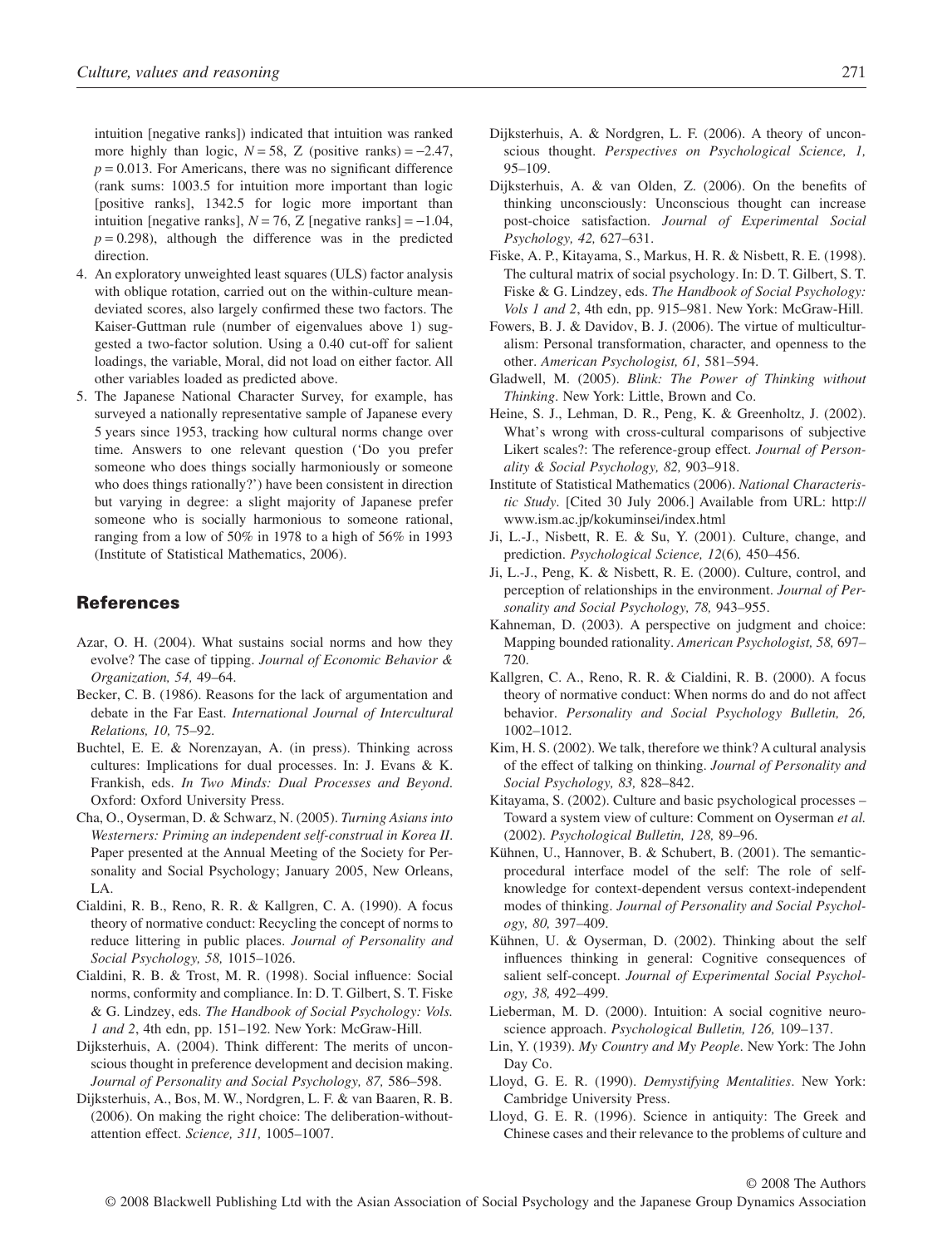intuition [negative ranks]) indicated that intuition was ranked more highly than logic, $N = 58$, Z (positive ranks) $= -2.47$, $p = 0.013$. For Americans, there was no significant difference (rank sums: 1003.5 for intuition more important than logic [positive ranks], 1342.5 for logic more important than intuition [negative ranks], $N = 76$, Z [negative ranks] $= -1.04$, $p = 0.298$), although the difference was in the predicted direction.

4. An exploratory unweighted least squares (ULS) factor analysis with oblique rotation, carried out on the within-culture mean-deviated scores, also largely confirmed these two factors. The Kaiser-Guttman rule (number of eigenvalues above 1) suggested a two-factor solution. Using a 0.40 cut-off for salient loadings, the variable, Moral, did not load on either factor. All other variables loaded as predicted above.
5. The Japanese National Character Survey, for example, has surveyed a nationally representative sample of Japanese every 5 years since 1953, tracking how cultural norms change over time. Answers to one relevant question ('Do you prefer someone who does things socially harmoniously or someone who does things rationally?') have been consistent in direction but varying in degree: a slight majority of Japanese prefer someone who is socially harmonious to someone rational, ranging from a low of 50% in 1978 to a high of 56% in 1993 (Institute of Statistical Mathematics, 2006).

## References

Azar, O. H. (2004). What sustains social norms and how they evolve? The case of tipping. *Journal of Economic Behavior & Organization, 54,* 49–64.

Becker, C. B. (1986). Reasons for the lack of argumentation and debate in the Far East. *International Journal of Intercultural Relations, 10,* 75–92.

Buchtel, E. E. & Norenzayan, A. (in press). Thinking across cultures: Implications for dual processes. In: J. Evans & K. Frankish, eds. *In Two Minds: Dual Processes and Beyond*. Oxford: Oxford University Press.

Cha, O., Oyserman, D. & Schwarz, N. (2005). *Turning Asians into Westerners: Priming an independent self-construal in Korea II*. Paper presented at the Annual Meeting of the Society for Personality and Social Psychology; January 2005, New Orleans, LA.

Cialdini, R. B., Reno, R. R. & Kallgren, C. A. (1990). A focus theory of normative conduct: Recycling the concept of norms to reduce littering in public places. *Journal of Personality and Social Psychology, 58,* 1015–1026.

Cialdini, R. B. & Trost, M. R. (1998). Social influence: Social norms, conformity and compliance. In: D. T. Gilbert, S. T. Fiske & G. Lindzey, eds. *The Handbook of Social Psychology: Vols. 1 and 2*, 4th edn, pp. 151–192. New York: McGraw-Hill.

Dijksterhuis, A. (2004). Think different: The merits of unconscious thought in preference development and decision making. *Journal of Personality and Social Psychology, 87,* 586–598.

Dijksterhuis, A., Bos, M. W., Nordgren, L. F. & van Baaren, R. B. (2006). On making the right choice: The deliberation-without-attention effect. *Science, 311,* 1005–1007.

Dijksterhuis, A. & Nordgren, L. F. (2006). A theory of unconscious thought. *Perspectives on Psychological Science, 1,* 95–109.

Dijksterhuis, A. & van Olden, Z. (2006). On the benefits of thinking unconsciously: Unconscious thought can increase post-choice satisfaction. *Journal of Experimental Social Psychology, 42,* 627–631.

Fiske, A. P., Kitayama, S., Markus, H. R. & Nisbett, R. E. (1998). The cultural matrix of social psychology. In: D. T. Gilbert, S. T. Fiske & G. Lindzey, eds. *The Handbook of Social Psychology: Vols 1 and 2*, 4th edn, pp. 915–981. New York: McGraw-Hill.

Fowers, B. J. & Davidov, B. J. (2006). The virtue of multiculturalism: Personal transformation, character, and openness to the other. *American Psychologist, 61,* 581–594.

Gladwell, M. (2005). *Blink: The Power of Thinking without Thinking*. New York: Little, Brown and Co.

Heine, S. J., Lehman, D. R., Peng, K. & Greenholtz, J. (2002). What's wrong with cross-cultural comparisons of subjective Likert scales?: The reference-group effect. *Journal of Personality & Social Psychology, 82,* 903–918.

Institute of Statistical Mathematics (2006). *National Characteristic Study*. [Cited 30 July 2006.] Available from URL: http://www.ism.ac.jp/kokuminsei/index.html

Ji, L.-J., Nisbett, R. E. & Su, Y. (2001). Culture, change, and prediction. *Psychological Science, 12*(6)*,* 450–456.

Ji, L.-J., Peng, K. & Nisbett, R. E. (2000). Culture, control, and perception of relationships in the environment. *Journal of Personality and Social Psychology, 78,* 943–955.

Kahneman, D. (2003). A perspective on judgment and choice: Mapping bounded rationality. *American Psychologist, 58,* 697–720.

Kallgren, C. A., Reno, R. R. & Cialdini, R. B. (2000). A focus theory of normative conduct: When norms do and do not affect behavior. *Personality and Social Psychology Bulletin, 26,* 1002–1012.

Kim, H. S. (2002). We talk, therefore we think? A cultural analysis of the effect of talking on thinking. *Journal of Personality and Social Psychology, 83,* 828–842.

Kitayama, S. (2002). Culture and basic psychological processes – Toward a system view of culture: Comment on Oyserman *et al.* (2002). *Psychological Bulletin, 128,* 89–96.

Kühnen, U., Hannover, B. & Schubert, B. (2001). The semantic-procedural interface model of the self: The role of self-knowledge for context-dependent versus context-independent modes of thinking. *Journal of Personality and Social Psychology, 80,* 397–409.

Kühnen, U. & Oyserman, D. (2002). Thinking about the self influences thinking in general: Cognitive consequences of salient self-concept. *Journal of Experimental Social Psychology, 38,* 492–499.

Lieberman, M. D. (2000). Intuition: A social cognitive neuroscience approach. *Psychological Bulletin, 126,* 109–137.

Lin, Y. (1939). *My Country and My People*. New York: The John Day Co.

Lloyd, G. E. R. (1990). *Demystifying Mentalities*. New York: Cambridge University Press.

Lloyd, G. E. R. (1996). Science in antiquity: The Greek and Chinese cases and their relevance to the problems of culture and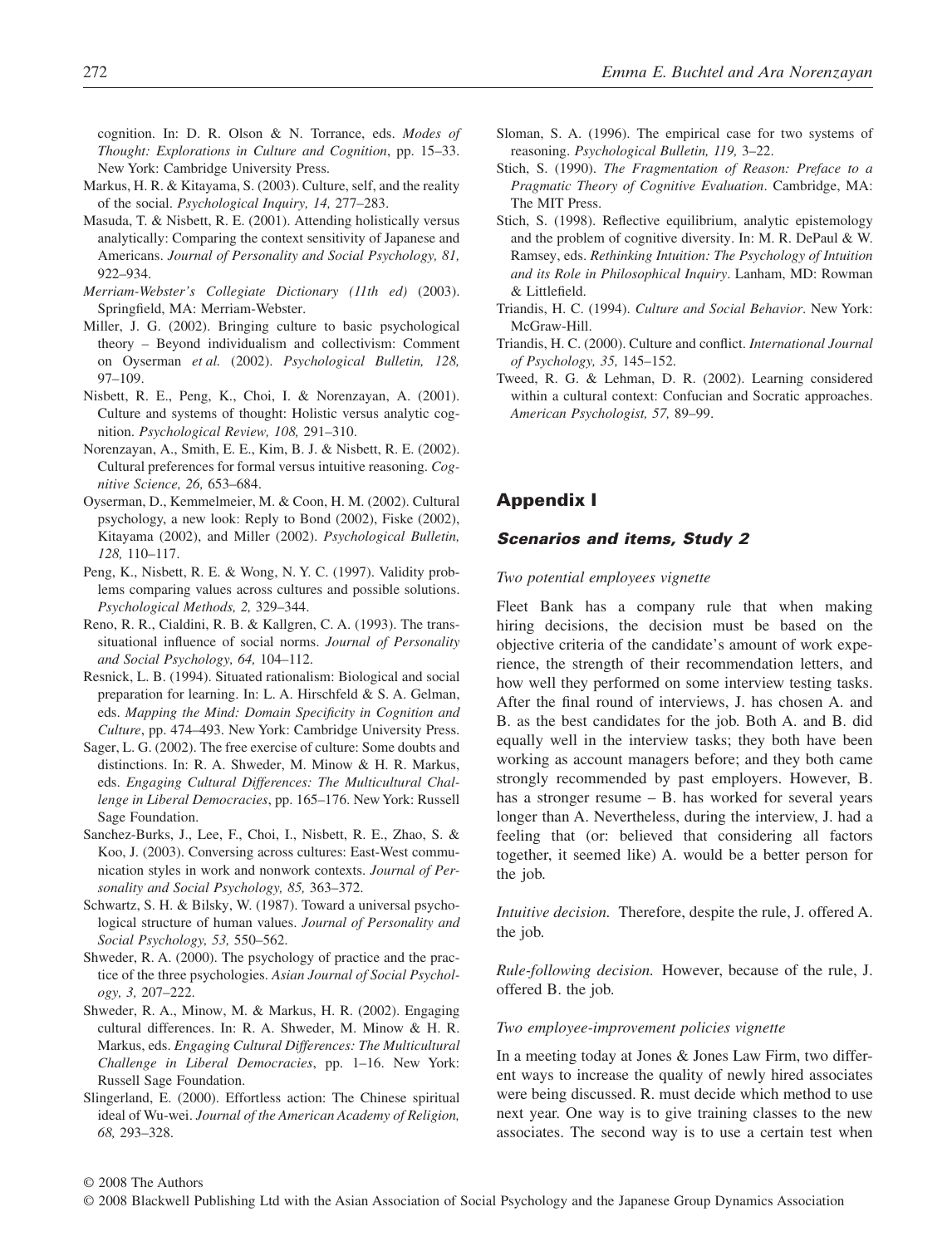cognition. In: D. R. Olson & N. Torrance, eds. *Modes of Thought: Explorations in Culture and Cognition*, pp. 15–33. New York: Cambridge University Press.

Markus, H. R. & Kitayama, S. (2003). Culture, self, and the reality of the social. *Psychological Inquiry, 14,* 277–283.

Masuda, T. & Nisbett, R. E. (2001). Attending holistically versus analytically: Comparing the context sensitivity of Japanese and Americans. *Journal of Personality and Social Psychology, 81,* 922–934.

*Merriam-Webster's Collegiate Dictionary (11th ed)* (2003). Springfield, MA: Merriam-Webster.

Miller, J. G. (2002). Bringing culture to basic psychological theory – Beyond individualism and collectivism: Comment on Oyserman *et al.* (2002). *Psychological Bulletin, 128,* 97–109.

Nisbett, R. E., Peng, K., Choi, I. & Norenzayan, A. (2001). Culture and systems of thought: Holistic versus analytic cognition. *Psychological Review, 108,* 291–310.

Norenzayan, A., Smith, E. E., Kim, B. J. & Nisbett, R. E. (2002). Cultural preferences for formal versus intuitive reasoning. *Cognitive Science, 26,* 653–684.

Oyserman, D., Kemmelmeier, M. & Coon, H. M. (2002). Cultural psychology, a new look: Reply to Bond (2002), Fiske (2002), Kitayama (2002), and Miller (2002). *Psychological Bulletin, 128,* 110–117.

Peng, K., Nisbett, R. E. & Wong, N. Y. C. (1997). Validity problems comparing values across cultures and possible solutions. *Psychological Methods, 2,* 329–344.

Reno, R. R., Cialdini, R. B. & Kallgren, C. A. (1993). The transsituational influence of social norms. *Journal of Personality and Social Psychology, 64,* 104–112.

Resnick, L. B. (1994). Situated rationalism: Biological and social preparation for learning. In: L. A. Hirschfeld & S. A. Gelman, eds. *Mapping the Mind: Domain Specificity in Cognition and Culture*, pp. 474–493. New York: Cambridge University Press.

Sager, L. G. (2002). The free exercise of culture: Some doubts and distinctions. In: R. A. Shweder, M. Minow & H. R. Markus, eds. *Engaging Cultural Differences: The Multicultural Challenge in Liberal Democracies*, pp. 165–176. New York: Russell Sage Foundation.

Sanchez-Burks, J., Lee, F., Choi, I., Nisbett, R. E., Zhao, S. & Koo, J. (2003). Conversing across cultures: East-West communication styles in work and nonwork contexts. *Journal of Personality and Social Psychology, 85,* 363–372.

Schwartz, S. H. & Bilsky, W. (1987). Toward a universal psychological structure of human values. *Journal of Personality and Social Psychology, 53,* 550–562.

Shweder, R. A. (2000). The psychology of practice and the practice of the three psychologies. *Asian Journal of Social Psychology, 3,* 207–222.

Shweder, R. A., Minow, M. & Markus, H. R. (2002). Engaging cultural differences. In: R. A. Shweder, M. Minow & H. R. Markus, eds. *Engaging Cultural Differences: The Multicultural Challenge in Liberal Democracies*, pp. 1–16. New York: Russell Sage Foundation.

Slingerland, E. (2000). Effortless action: The Chinese spiritual ideal of Wu-wei. *Journal of the American Academy of Religion, 68,* 293–328.

Sloman, S. A. (1996). The empirical case for two systems of reasoning. *Psychological Bulletin, 119,* 3–22.

Stich, S. (1990). *The Fragmentation of Reason: Preface to a Pragmatic Theory of Cognitive Evaluation*. Cambridge, MA: The MIT Press.

Stich, S. (1998). Reflective equilibrium, analytic epistemology and the problem of cognitive diversity. In: M. R. DePaul & W. Ramsey, eds. *Rethinking Intuition: The Psychology of Intuition and its Role in Philosophical Inquiry*. Lanham, MD: Rowman & Littlefield.

Triandis, H. C. (1994). *Culture and Social Behavior*. New York: McGraw-Hill.

Triandis, H. C. (2000). Culture and conflict. *International Journal of Psychology, 35,* 145–152.

Tweed, R. G. & Lehman, D. R. (2002). Learning considered within a cultural context: Confucian and Socratic approaches. *American Psychologist, 57,* 89–99.

## Appendix I

### *Scenarios and items, Study 2*

*Two potential employees vignette*

Fleet Bank has a company rule that when making hiring decisions, the decision must be based on the objective criteria of the candidate's amount of work experience, the strength of their recommendation letters, and how well they performed on some interview testing tasks. After the final round of interviews, J. has chosen A. and B. as the best candidates for the job. Both A. and B. did equally well in the interview tasks; they both have been working as account managers before; and they both came strongly recommended by past employers. However, B. has a stronger resume – B. has worked for several years longer than A. Nevertheless, during the interview, J. had a feeling that (or: believed that considering all factors together, it seemed like) A. would be a better person for the job.

*Intuitive decision.* Therefore, despite the rule, J. offered A. the job.

*Rule-following decision.* However, because of the rule, J. offered B. the job.

*Two employee-improvement policies vignette*

In a meeting today at Jones & Jones Law Firm, two different ways to increase the quality of newly hired associates were being discussed. R. must decide which method to use next year. One way is to give training classes to the new associates. The second way is to use a certain test when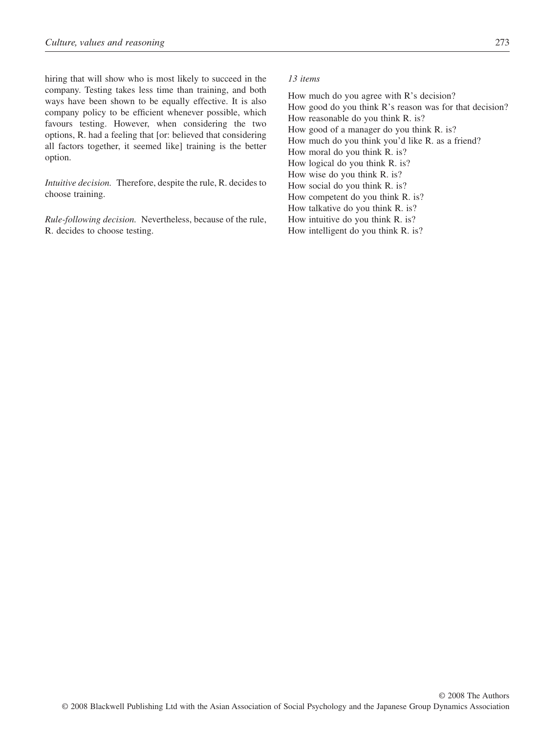hiring that will show who is most likely to succeed in the company. Testing takes less time than training, and both ways have been shown to be equally effective. It is also company policy to be efficient whenever possible, which favours testing. However, when considering the two options, R. had a feeling that [or: believed that considering all factors together, it seemed like] training is the better option.

*Intuitive decision.* Therefore, despite the rule, R. decides to choose training.

*Rule-following decision.* Nevertheless, because of the rule, R. decides to choose testing.

*13 items*

How much do you agree with R's decision?
How good do you think R's reason was for that decision?
How reasonable do you think R. is?
How good of a manager do you think R. is?
How much do you think you'd like R. as a friend?
How moral do you think R. is?
How logical do you think R. is?
How wise do you think R. is?
How social do you think R. is?
How competent do you think R. is?
How talkative do you think R. is?
How intuitive do you think R. is?
How intelligent do you think R. is?